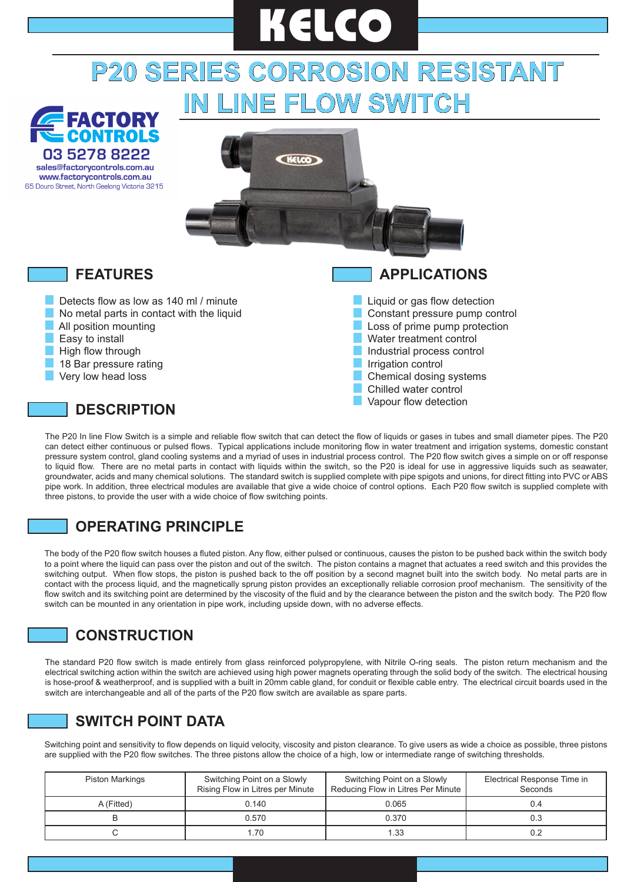# KELCO

# P20 SERIES CORROSION RESISTANT IN LINE FLOW SWITCH

FACTORY CONTROLS
03 5278 8222
sales@factorycontrols.com.au
www.factorycontrols.com.au
65 Douro Street, North Geelong Victoria 3215

## FEATURES

- Detects flow as low as 140 ml / minute
- No metal parts in contact with the liquid
- All position mounting
- Easy to install
- High flow through
- 18 Bar pressure rating
- Very low head loss

## APPLICATIONS

- Liquid or gas flow detection
- Constant pressure pump control
- Loss of prime pump protection
- Water treatment control
- Industrial process control
- Irrigation control
- Chemical dosing systems
- Chilled water control
- Vapour flow detection

## DESCRIPTION

The P20 In line Flow Switch is a simple and reliable flow switch that can detect the flow of liquids or gases in tubes and small diameter pipes. The P20 can detect either continuous or pulsed flows. Typical applications include monitoring flow in water treatment and irrigation systems, domestic constant pressure system control, gland cooling systems and a myriad of uses in industrial process control. The P20 flow switch gives a simple on or off response to liquid flow. There are no metal parts in contact with liquids within the switch, so the P20 is ideal for use in aggressive liquids such as seawater, groundwater, acids and many chemical solutions. The standard switch is supplied complete with pipe spigots and unions, for direct fitting into PVC or ABS pipe work. In addition, three electrical modules are available that give a wide choice of control options. Each P20 flow switch is supplied complete with three pistons, to provide the user with a wide choice of flow switching points.

## OPERATING PRINCIPLE

The body of the P20 flow switch houses a fluted piston. Any flow, either pulsed or continuous, causes the piston to be pushed back within the switch body to a point where the liquid can pass over the piston and out of the switch. The piston contains a magnet that actuates a reed switch and this provides the switching output. When flow stops, the piston is pushed back to the off position by a second magnet built into the switch body. No metal parts are in contact with the process liquid, and the magnetically sprung piston provides an exceptionally reliable corrosion proof mechanism. The sensitivity of the flow switch and its switching point are determined by the viscosity of the fluid and by the clearance between the piston and the switch body. The P20 flow switch can be mounted in any orientation in pipe work, including upside down, with no adverse effects.

## CONSTRUCTION

The standard P20 flow switch is made entirely from glass reinforced polypropylene, with Nitrile O-ring seals. The piston return mechanism and the electrical switching action within the switch are achieved using high power magnets operating through the solid body of the switch. The electrical housing is hose-proof & weatherproof, and is supplied with a built in 20mm cable gland, for conduit or flexible cable entry. The electrical circuit boards used in the switch are interchangeable and all of the parts of the P20 flow switch are available as spare parts.

## SWITCH POINT DATA

Switching point and sensitivity to flow depends on liquid velocity, viscosity and piston clearance. To give users as wide a choice as possible, three pistons are supplied with the P20 flow switches. The three pistons allow the choice of a high, low or intermediate range of switching thresholds.

| Piston Markings | Switching Point on a Slowly Rising Flow in Litres per Minute | Switching Point on a Slowly Reducing Flow in Litres Per Minute | Electrical Response Time in Seconds |
|---|---|---|---|
| A (Fitted) | 0.140 | 0.065 | 0.4 |
| B | 0.570 | 0.370 | 0.3 |
| C | 1.70 | 1.33 | 0.2 |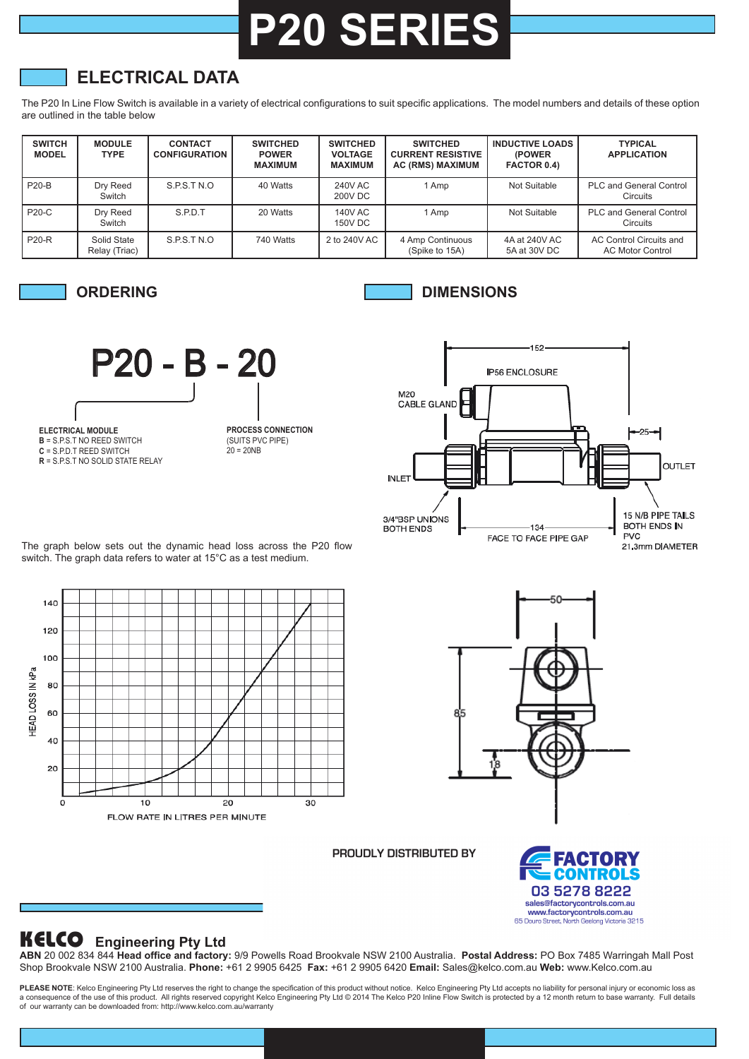# P20 SERIES

## ELECTRICAL DATA

The P20 In Line Flow Switch is available in a variety of electrical configurations to suit specific applications. The model numbers and details of these option are outlined in the table below

| SWITCH MODEL | MODULE TYPE | CONTACT CONFIGURATION | SWITCHED POWER MAXIMUM | SWITCHED VOLTAGE MAXIMUM | SWITCHED CURRENT RESISTIVE AC (RMS) MAXIMUM | INDUCTIVE LOADS (POWER FACTOR 0.4) | TYPICAL APPLICATION |
|---|---|---|---|---|---|---|---|
| P20-B | Dry Reed Switch | S.P.S.T N.O | 40 Watts | 240V AC 200V DC | 1 Amp | Not Suitable | PLC and General Control Circuits |
| P20-C | Dry Reed Switch | S.P.D.T | 20 Watts | 140V AC 150V DC | 1 Amp | Not Suitable | PLC and General Control Circuits |
| P20-R | Solid State Relay (Triac) | S.P.S.T N.O | 740 Watts | 2 to 240V AC | 4 Amp Continuous (Spike to 15A) | 4A at 240V AC 5A at 30V DC | AC Control Circuits and AC Motor Control |

## ORDERING

P20 - B - 20

**ELECTRICAL MODULE**
**B** = S.P.S.T NO REED SWITCH
**C** = S.P.D.T REED SWITCH
**R** = S.P.S.T NO SOLID STATE RELAY

**PROCESS CONNECTION**
(SUITS PVC PIPE)
20 = 20NB

## DIMENSIONS

152
IP56 ENCLOSURE
M20 CABLE GLAND
25
INLET
OUTLET
3/4"BSP UNIONS BOTH ENDS
134
FACE TO FACE PIPE GAP
15 N/B PIPE TAILS BOTH ENDS IN PVC
21,3mm DIAMETER

50
85
18

The graph below sets out the dynamic head loss across the P20 flow switch. The graph data refers to water at 15°C as a test medium.

HEAD LOSS IN kPa
140
120
100
80
60
40
20
0
10
20
30
FLOW RATE IN LITRES PER MINUTE

PROUDLY DISTRIBUTED BY

FACTORY CONTROLS
03 5278 8222
sales@factorycontrols.com.au
www.factorycontrols.com.au
65 Douro Street, North Geelong Victoria 3215

**KELCO Engineering Pty Ltd**

**ABN** 20 002 834 844 **Head office and factory:** 9/9 Powells Road Brookvale NSW 2100 Australia. **Postal Address:** PO Box 7485 Warringah Mall Post Shop Brookvale NSW 2100 Australia. **Phone:** +61 2 9905 6425 **Fax:** +61 2 9905 6420 **Email:** Sales@kelco.com.au **Web:** www.Kelco.com.au

**PLEASE NOTE**: Kelco Engineering Pty Ltd reserves the right to change the specification of this product without notice. Kelco Engineering Pty Ltd accepts no liability for personal injury or economic loss as a consequence of the use of this product. All rights reserved copyright Kelco Engineering Pty Ltd © 2014 The Kelco P20 Inline Flow Switch is protected by a 12 month return to base warranty. Full details of our warranty can be downloaded from: http://www.kelco.com.au/warranty